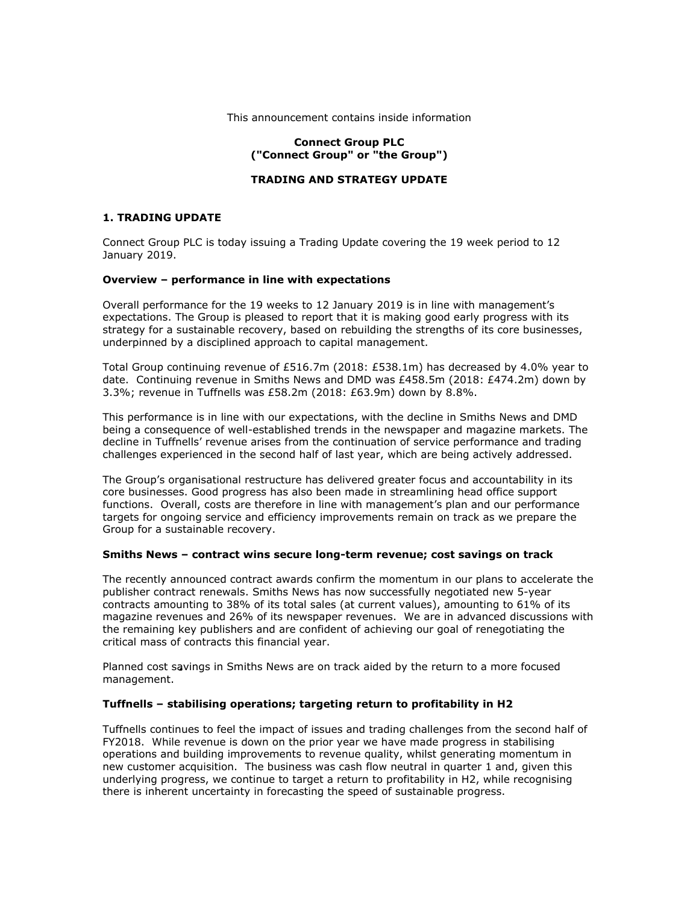This announcement contains inside information

**Connect Group PLC**
**("Connect Group" or "the Group")**

**TRADING AND STRATEGY UPDATE**

## 1. TRADING UPDATE

Connect Group PLC is today issuing a Trading Update covering the 19 week period to 12 January 2019.

### Overview – performance in line with expectations

Overall performance for the 19 weeks to 12 January 2019 is in line with management's expectations. The Group is pleased to report that it is making good early progress with its strategy for a sustainable recovery, based on rebuilding the strengths of its core businesses, underpinned by a disciplined approach to capital management.

Total Group continuing revenue of £516.7m (2018: £538.1m) has decreased by 4.0% year to date. Continuing revenue in Smiths News and DMD was £458.5m (2018: £474.2m) down by 3.3%; revenue in Tuffnells was £58.2m (2018: £63.9m) down by 8.8%.

This performance is in line with our expectations, with the decline in Smiths News and DMD being a consequence of well-established trends in the newspaper and magazine markets. The decline in Tuffnells' revenue arises from the continuation of service performance and trading challenges experienced in the second half of last year, which are being actively addressed.

The Group's organisational restructure has delivered greater focus and accountability in its core businesses. Good progress has also been made in streamlining head office support functions. Overall, costs are therefore in line with management's plan and our performance targets for ongoing service and efficiency improvements remain on track as we prepare the Group for a sustainable recovery.

### Smiths News – contract wins secure long-term revenue; cost savings on track

The recently announced contract awards confirm the momentum in our plans to accelerate the publisher contract renewals. Smiths News has now successfully negotiated new 5-year contracts amounting to 38% of its total sales (at current values), amounting to 61% of its magazine revenues and 26% of its newspaper revenues. We are in advanced discussions with the remaining key publishers and are confident of achieving our goal of renegotiating the critical mass of contracts this financial year.

Planned cost savings in Smiths News are on track aided by the return to a more focused management.

### Tuffnells – stabilising operations; targeting return to profitability in H2

Tuffnells continues to feel the impact of issues and trading challenges from the second half of FY2018. While revenue is down on the prior year we have made progress in stabilising operations and building improvements to revenue quality, whilst generating momentum in new customer acquisition. The business was cash flow neutral in quarter 1 and, given this underlying progress, we continue to target a return to profitability in H2, while recognising there is inherent uncertainty in forecasting the speed of sustainable progress.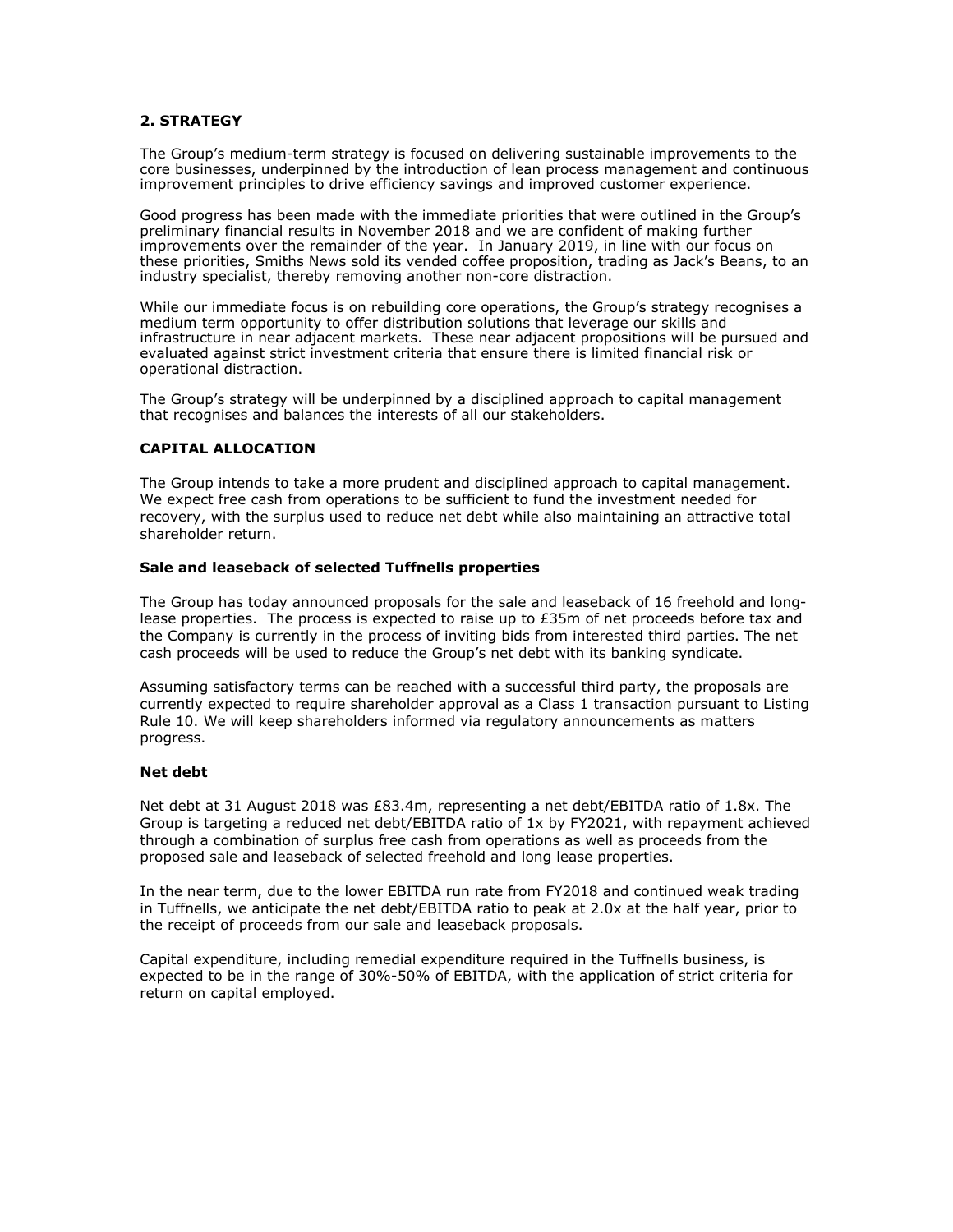## 2. STRATEGY

The Group's medium-term strategy is focused on delivering sustainable improvements to the core businesses, underpinned by the introduction of lean process management and continuous improvement principles to drive efficiency savings and improved customer experience.

Good progress has been made with the immediate priorities that were outlined in the Group's preliminary financial results in November 2018 and we are confident of making further improvements over the remainder of the year. In January 2019, in line with our focus on these priorities, Smiths News sold its vended coffee proposition, trading as Jack's Beans, to an industry specialist, thereby removing another non-core distraction.

While our immediate focus is on rebuilding core operations, the Group's strategy recognises a medium term opportunity to offer distribution solutions that leverage our skills and infrastructure in near adjacent markets. These near adjacent propositions will be pursued and evaluated against strict investment criteria that ensure there is limited financial risk or operational distraction.

The Group's strategy will be underpinned by a disciplined approach to capital management that recognises and balances the interests of all our stakeholders.

### CAPITAL ALLOCATION

The Group intends to take a more prudent and disciplined approach to capital management. We expect free cash from operations to be sufficient to fund the investment needed for recovery, with the surplus used to reduce net debt while also maintaining an attractive total shareholder return.

#### Sale and leaseback of selected Tuffnells properties

The Group has today announced proposals for the sale and leaseback of 16 freehold and long-lease properties. The process is expected to raise up to £35m of net proceeds before tax and the Company is currently in the process of inviting bids from interested third parties. The net cash proceeds will be used to reduce the Group's net debt with its banking syndicate.

Assuming satisfactory terms can be reached with a successful third party, the proposals are currently expected to require shareholder approval as a Class 1 transaction pursuant to Listing Rule 10. We will keep shareholders informed via regulatory announcements as matters progress.

#### Net debt

Net debt at 31 August 2018 was £83.4m, representing a net debt/EBITDA ratio of 1.8x. The Group is targeting a reduced net debt/EBITDA ratio of 1x by FY2021, with repayment achieved through a combination of surplus free cash from operations as well as proceeds from the proposed sale and leaseback of selected freehold and long lease properties.

In the near term, due to the lower EBITDA run rate from FY2018 and continued weak trading in Tuffnells, we anticipate the net debt/EBITDA ratio to peak at 2.0x at the half year, prior to the receipt of proceeds from our sale and leaseback proposals.

Capital expenditure, including remedial expenditure required in the Tuffnells business, is expected to be in the range of 30%-50% of EBITDA, with the application of strict criteria for return on capital employed.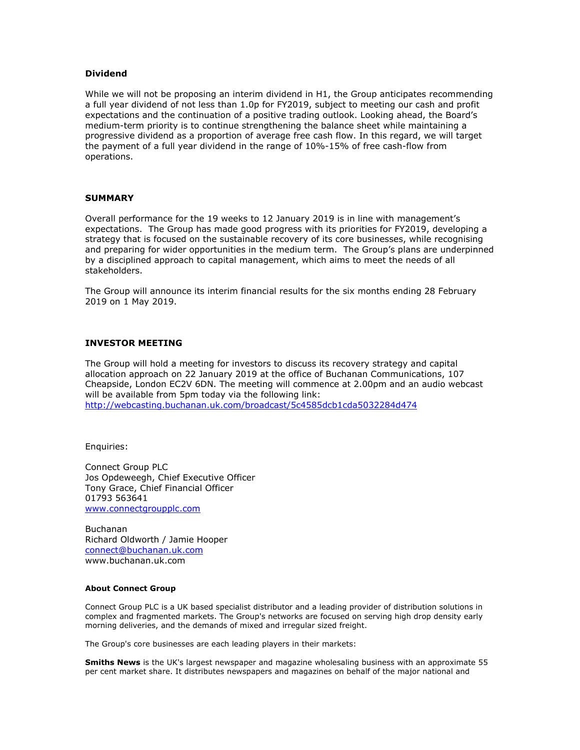### Dividend

While we will not be proposing an interim dividend in H1, the Group anticipates recommending a full year dividend of not less than 1.0p for FY2019, subject to meeting our cash and profit expectations and the continuation of a positive trading outlook. Looking ahead, the Board's medium-term priority is to continue strengthening the balance sheet while maintaining a progressive dividend as a proportion of average free cash flow. In this regard, we will target the payment of a full year dividend in the range of 10%-15% of free cash-flow from operations.

## SUMMARY

Overall performance for the 19 weeks to 12 January 2019 is in line with management's expectations. The Group has made good progress with its priorities for FY2019, developing a strategy that is focused on the sustainable recovery of its core businesses, while recognising and preparing for wider opportunities in the medium term. The Group's plans are underpinned by a disciplined approach to capital management, which aims to meet the needs of all stakeholders.

The Group will announce its interim financial results for the six months ending 28 February 2019 on 1 May 2019.

## INVESTOR MEETING

The Group will hold a meeting for investors to discuss its recovery strategy and capital allocation approach on 22 January 2019 at the office of Buchanan Communications, 107 Cheapside, London EC2V 6DN. The meeting will commence at 2.00pm and an audio webcast will be available from 5pm today via the following link:
http://webcasting.buchanan.uk.com/broadcast/5c4585dcb1cda5032284d474

Enquiries:

Connect Group PLC
Jos Opdeweegh, Chief Executive Officer
Tony Grace, Chief Financial Officer
01793 563641
www.connectgroupplc.com

Buchanan
Richard Oldworth / Jamie Hooper
connect@buchanan.uk.com
www.buchanan.uk.com

#### About Connect Group

Connect Group PLC is a UK based specialist distributor and a leading provider of distribution solutions in complex and fragmented markets. The Group's networks are focused on serving high drop density early morning deliveries, and the demands of mixed and irregular sized freight.

The Group's core businesses are each leading players in their markets:

**Smiths News** is the UK's largest newspaper and magazine wholesaling business with an approximate 55 per cent market share. It distributes newspapers and magazines on behalf of the major national and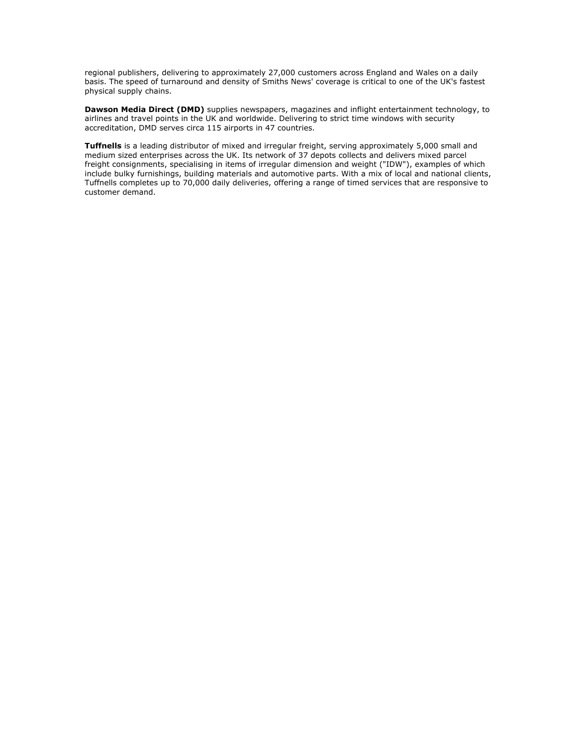regional publishers, delivering to approximately 27,000 customers across England and Wales on a daily basis. The speed of turnaround and density of Smiths News' coverage is critical to one of the UK's fastest physical supply chains.

**Dawson Media Direct (DMD)** supplies newspapers, magazines and inflight entertainment technology, to airlines and travel points in the UK and worldwide. Delivering to strict time windows with security accreditation, DMD serves circa 115 airports in 47 countries.

**Tuffnells** is a leading distributor of mixed and irregular freight, serving approximately 5,000 small and medium sized enterprises across the UK. Its network of 37 depots collects and delivers mixed parcel freight consignments, specialising in items of irregular dimension and weight ("IDW"), examples of which include bulky furnishings, building materials and automotive parts. With a mix of local and national clients, Tuffnells completes up to 70,000 daily deliveries, offering a range of timed services that are responsive to customer demand.